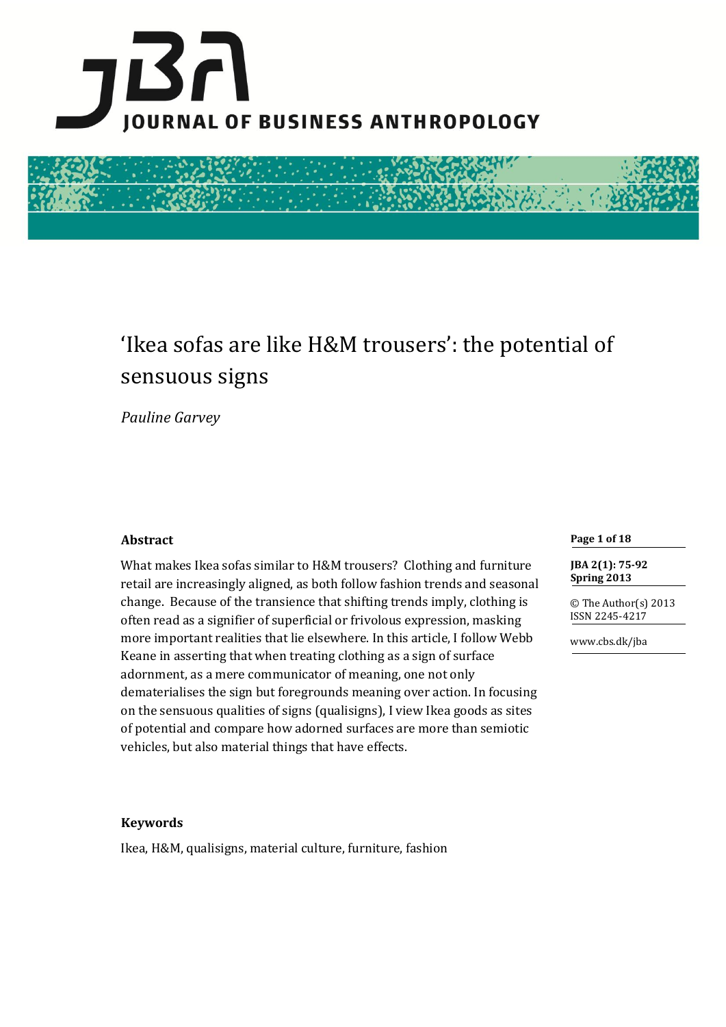# 'Ikea sofas are like H&M trousers': the potential of sensuous signs

*Pauline Garvey*

## Abstract

What makes Ikea sofas similar to H&M trousers? Clothing and furniture retail are increasingly aligned, as both follow fashion trends and seasonal change. Because of the transience that shifting trends imply, clothing is often read as a signifier of superficial or frivolous expression, masking more important realities that lie elsewhere. In this article, I follow Webb Keane in asserting that when treating clothing as a sign of surface adornment, as a mere communicator of meaning, one not only dematerialises the sign but foregrounds meaning over action. In focusing on the sensuous qualities of signs (qualisigns), I view Ikea goods as sites of potential and compare how adorned surfaces are more than semiotic vehicles, but also material things that have effects.

© The Author(s) 2013
ISSN 2245-4217

www.cbs.dk/jba

## Keywords

Ikea, H&M, qualisigns, material culture, furniture, fashion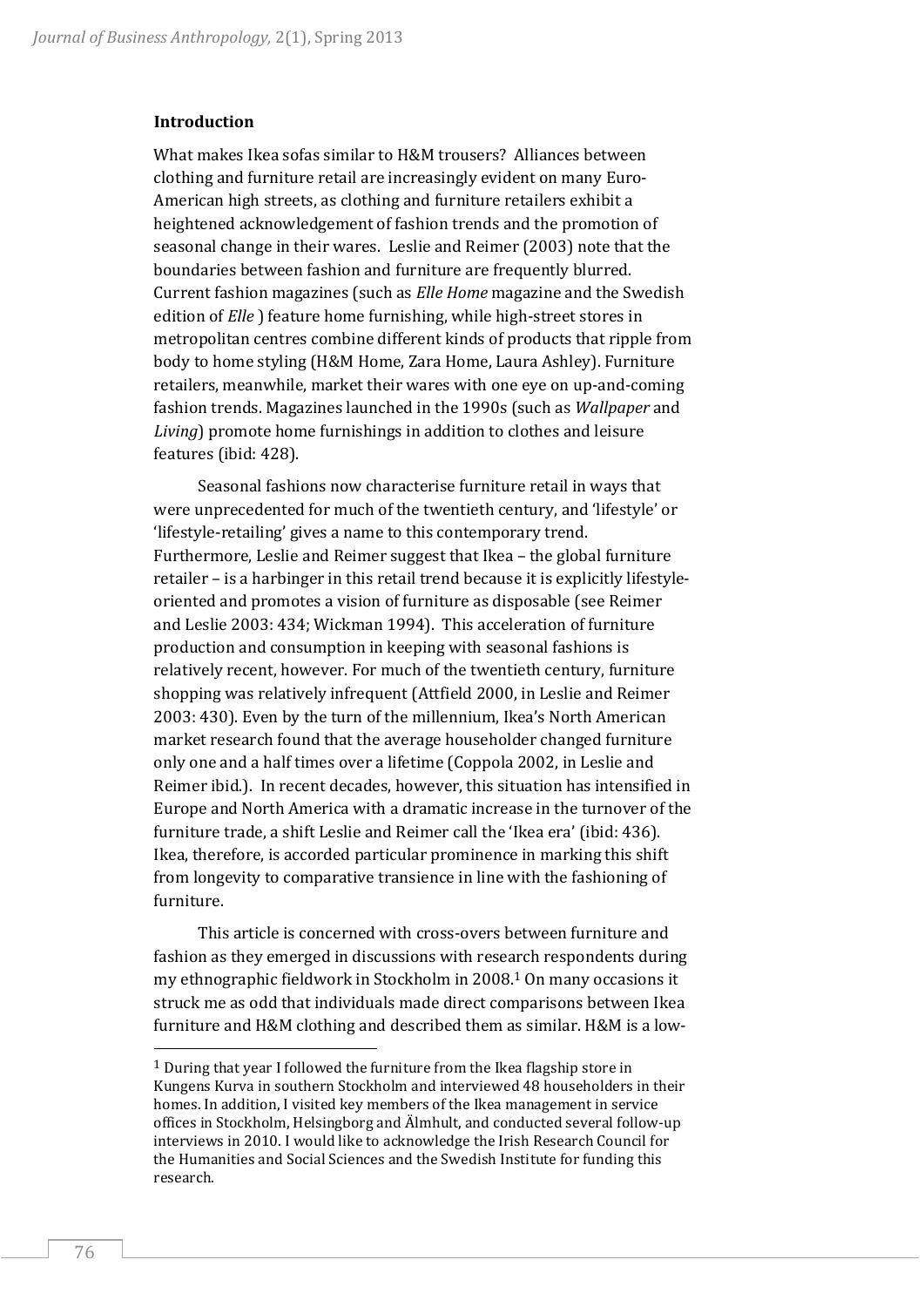## Introduction

What makes Ikea sofas similar to H&M trousers? Alliances between clothing and furniture retail are increasingly evident on many Euro-American high streets, as clothing and furniture retailers exhibit a heightened acknowledgement of fashion trends and the promotion of seasonal change in their wares. Leslie and Reimer (2003) note that the boundaries between fashion and furniture are frequently blurred. Current fashion magazines (such as *Elle Home* magazine and the Swedish edition of *Elle* ) feature home furnishing, while high-street stores in metropolitan centres combine different kinds of products that ripple from body to home styling (H&M Home, Zara Home, Laura Ashley). Furniture retailers, meanwhile, market their wares with one eye on up-and-coming fashion trends. Magazines launched in the 1990s (such as *Wallpaper* and *Living*) promote home furnishings in addition to clothes and leisure features (ibid: 428).

Seasonal fashions now characterise furniture retail in ways that were unprecedented for much of the twentieth century, and 'lifestyle' or 'lifestyle-retailing' gives a name to this contemporary trend. Furthermore, Leslie and Reimer suggest that Ikea – the global furniture retailer – is a harbinger in this retail trend because it is explicitly lifestyle-oriented and promotes a vision of furniture as disposable (see Reimer and Leslie 2003: 434; Wickman 1994). This acceleration of furniture production and consumption in keeping with seasonal fashions is relatively recent, however. For much of the twentieth century, furniture shopping was relatively infrequent (Attfield 2000, in Leslie and Reimer 2003: 430). Even by the turn of the millennium, Ikea's North American market research found that the average householder changed furniture only one and a half times over a lifetime (Coppola 2002, in Leslie and Reimer ibid.). In recent decades, however, this situation has intensified in Europe and North America with a dramatic increase in the turnover of the furniture trade, a shift Leslie and Reimer call the 'Ikea era' (ibid: 436). Ikea, therefore, is accorded particular prominence in marking this shift from longevity to comparative transience in line with the fashioning of furniture.

This article is concerned with cross-overs between furniture and fashion as they emerged in discussions with research respondents during my ethnographic fieldwork in Stockholm in 2008.[1] On many occasions it struck me as odd that individuals made direct comparisons between Ikea furniture and H&M clothing and described them as similar. H&M is a low-

[1] During that year I followed the furniture from the Ikea flagship store in Kungens Kurva in southern Stockholm and interviewed 48 householders in their homes. In addition, I visited key members of the Ikea management in service offices in Stockholm, Helsingborg and Älmhult, and conducted several follow-up interviews in 2010. I would like to acknowledge the Irish Research Council for the Humanities and Social Sciences and the Swedish Institute for funding this research.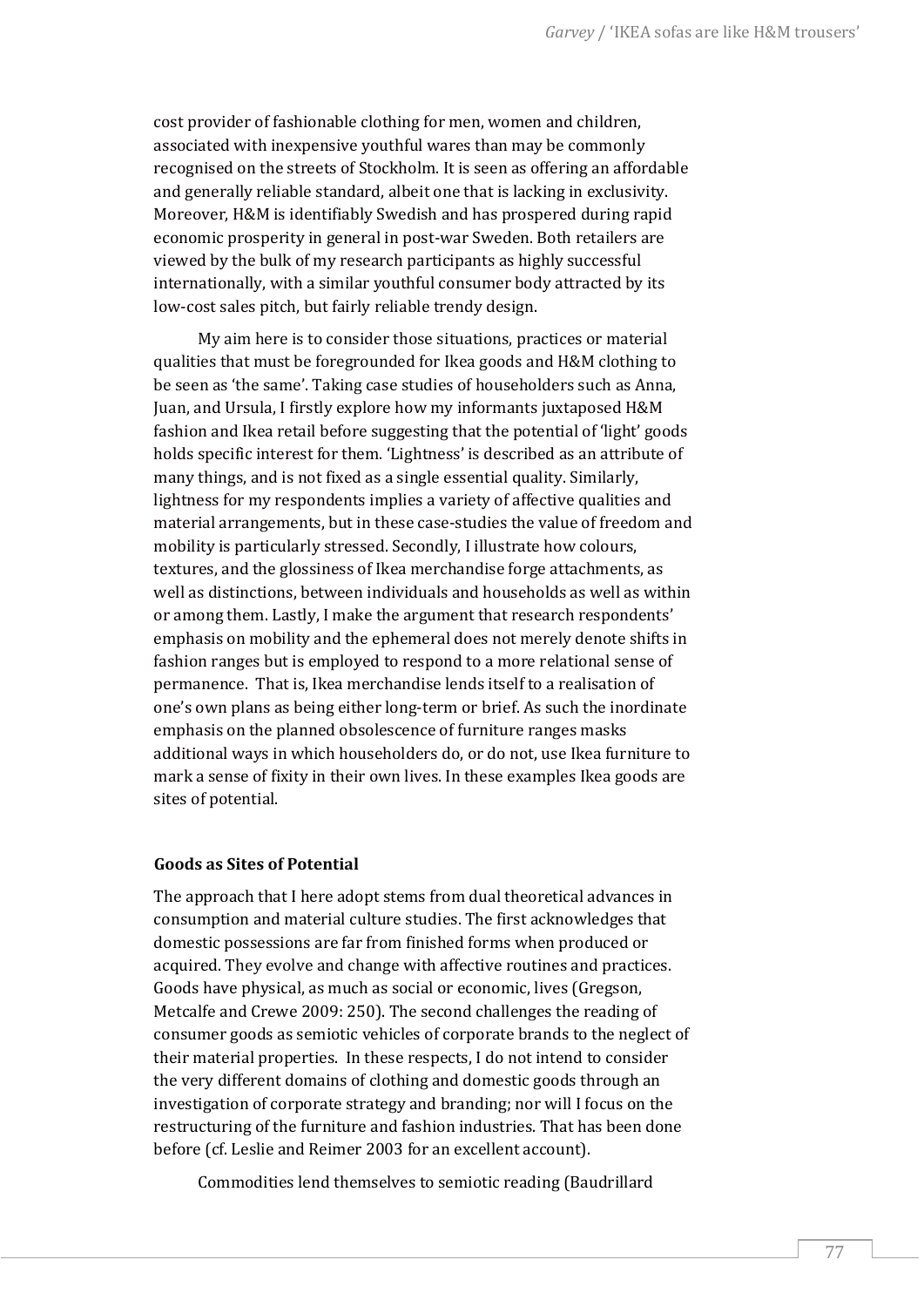cost provider of fashionable clothing for men, women and children, associated with inexpensive youthful wares than may be commonly recognised on the streets of Stockholm. It is seen as offering an affordable and generally reliable standard, albeit one that is lacking in exclusivity. Moreover, H&M is identifiably Swedish and has prospered during rapid economic prosperity in general in post-war Sweden. Both retailers are viewed by the bulk of my research participants as highly successful internationally, with a similar youthful consumer body attracted by its low-cost sales pitch, but fairly reliable trendy design.

My aim here is to consider those situations, practices or material qualities that must be foregrounded for Ikea goods and H&M clothing to be seen as 'the same'. Taking case studies of householders such as Anna, Juan, and Ursula, I firstly explore how my informants juxtaposed H&M fashion and Ikea retail before suggesting that the potential of 'light' goods holds specific interest for them. 'Lightness' is described as an attribute of many things, and is not fixed as a single essential quality. Similarly, lightness for my respondents implies a variety of affective qualities and material arrangements, but in these case-studies the value of freedom and mobility is particularly stressed. Secondly, I illustrate how colours, textures, and the glossiness of Ikea merchandise forge attachments, as well as distinctions, between individuals and households as well as within or among them. Lastly, I make the argument that research respondents' emphasis on mobility and the ephemeral does not merely denote shifts in fashion ranges but is employed to respond to a more relational sense of permanence. That is, Ikea merchandise lends itself to a realisation of one's own plans as being either long-term or brief. As such the inordinate emphasis on the planned obsolescence of furniture ranges masks additional ways in which householders do, or do not, use Ikea furniture to mark a sense of fixity in their own lives. In these examples Ikea goods are sites of potential.

**Goods as Sites of Potential**

The approach that I here adopt stems from dual theoretical advances in consumption and material culture studies. The first acknowledges that domestic possessions are far from finished forms when produced or acquired. They evolve and change with affective routines and practices. Goods have physical, as much as social or economic, lives (Gregson, Metcalfe and Crewe 2009: 250). The second challenges the reading of consumer goods as semiotic vehicles of corporate brands to the neglect of their material properties. In these respects, I do not intend to consider the very different domains of clothing and domestic goods through an investigation of corporate strategy and branding; nor will I focus on the restructuring of the furniture and fashion industries. That has been done before (cf. Leslie and Reimer 2003 for an excellent account).

Commodities lend themselves to semiotic reading (Baudrillard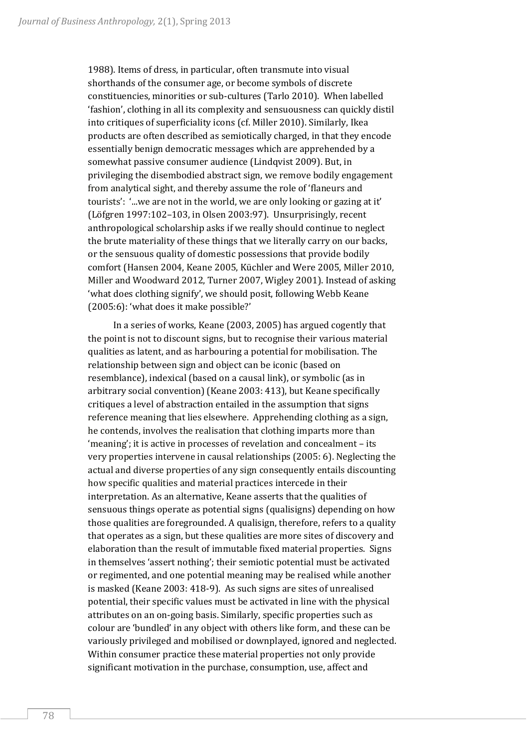1988). Items of dress, in particular, often transmute into visual shorthands of the consumer age, or become symbols of discrete constituencies, minorities or sub-cultures (Tarlo 2010). When labelled 'fashion', clothing in all its complexity and sensuousness can quickly distil into critiques of superficiality icons (cf. Miller 2010). Similarly, Ikea products are often described as semiotically charged, in that they encode essentially benign democratic messages which are apprehended by a somewhat passive consumer audience (Lindqvist 2009). But, in privileging the disembodied abstract sign, we remove bodily engagement from analytical sight, and thereby assume the role of 'flaneurs and tourists': '...we are not in the world, we are only looking or gazing at it' (Löfgren 1997:102–103, in Olsen 2003:97). Unsurprisingly, recent anthropological scholarship asks if we really should continue to neglect the brute materiality of these things that we literally carry on our backs, or the sensuous quality of domestic possessions that provide bodily comfort (Hansen 2004, Keane 2005, Küchler and Were 2005, Miller 2010, Miller and Woodward 2012, Turner 2007, Wigley 2001). Instead of asking 'what does clothing signify', we should posit, following Webb Keane (2005:6): 'what does it make possible?'

In a series of works, Keane (2003, 2005) has argued cogently that the point is not to discount signs, but to recognise their various material qualities as latent, and as harbouring a potential for mobilisation. The relationship between sign and object can be iconic (based on resemblance), indexical (based on a causal link), or symbolic (as in arbitrary social convention) (Keane 2003: 413), but Keane specifically critiques a level of abstraction entailed in the assumption that signs reference meaning that lies elsewhere. Apprehending clothing as a sign, he contends, involves the realisation that clothing imparts more than 'meaning'; it is active in processes of revelation and concealment – its very properties intervene in causal relationships (2005: 6). Neglecting the actual and diverse properties of any sign consequently entails discounting how specific qualities and material practices intercede in their interpretation. As an alternative, Keane asserts that the qualities of sensuous things operate as potential signs (qualisigns) depending on how those qualities are foregrounded. A qualisign, therefore, refers to a quality that operates as a sign, but these qualities are more sites of discovery and elaboration than the result of immutable fixed material properties. Signs in themselves 'assert nothing'; their semiotic potential must be activated or regimented, and one potential meaning may be realised while another is masked (Keane 2003: 418-9). As such signs are sites of unrealised potential, their specific values must be activated in line with the physical attributes on an on-going basis. Similarly, specific properties such as colour are 'bundled' in any object with others like form, and these can be variously privileged and mobilised or downplayed, ignored and neglected. Within consumer practice these material properties not only provide significant motivation in the purchase, consumption, use, affect and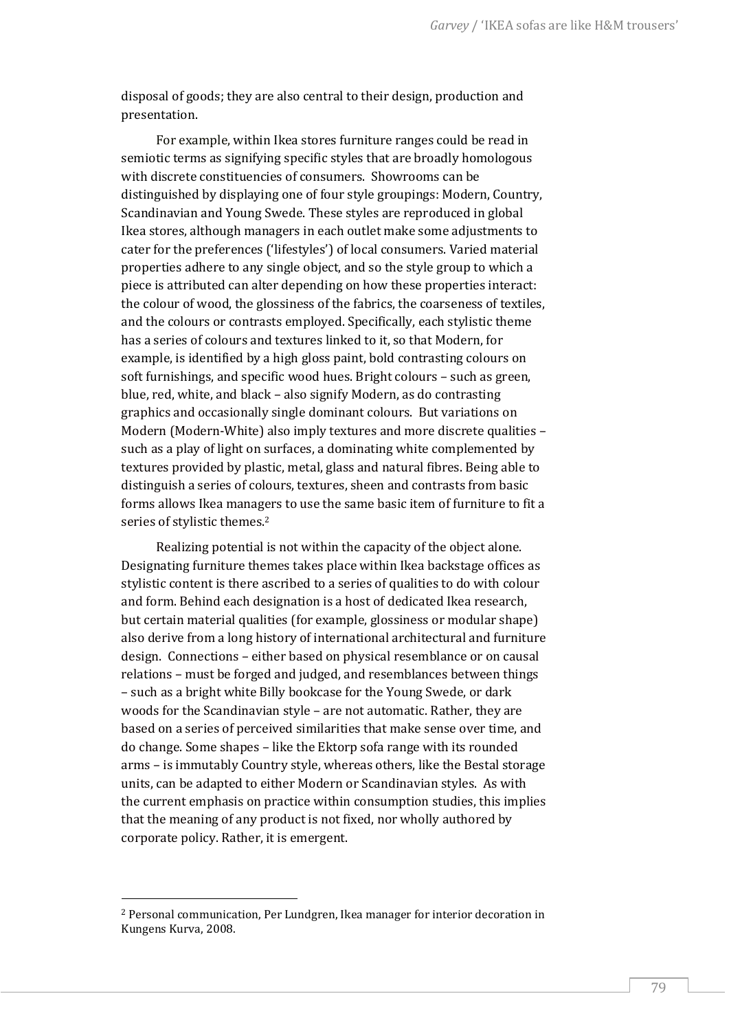disposal of goods; they are also central to their design, production and presentation.

For example, within Ikea stores furniture ranges could be read in semiotic terms as signifying specific styles that are broadly homologous with discrete constituencies of consumers. Showrooms can be distinguished by displaying one of four style groupings: Modern, Country, Scandinavian and Young Swede. These styles are reproduced in global Ikea stores, although managers in each outlet make some adjustments to cater for the preferences ('lifestyles') of local consumers. Varied material properties adhere to any single object, and so the style group to which a piece is attributed can alter depending on how these properties interact: the colour of wood, the glossiness of the fabrics, the coarseness of textiles, and the colours or contrasts employed. Specifically, each stylistic theme has a series of colours and textures linked to it, so that Modern, for example, is identified by a high gloss paint, bold contrasting colours on soft furnishings, and specific wood hues. Bright colours – such as green, blue, red, white, and black – also signify Modern, as do contrasting graphics and occasionally single dominant colours. But variations on Modern (Modern-White) also imply textures and more discrete qualities – such as a play of light on surfaces, a dominating white complemented by textures provided by plastic, metal, glass and natural fibres. Being able to distinguish a series of colours, textures, sheen and contrasts from basic forms allows Ikea managers to use the same basic item of furniture to fit a series of stylistic themes.[2]

Realizing potential is not within the capacity of the object alone. Designating furniture themes takes place within Ikea backstage offices as stylistic content is there ascribed to a series of qualities to do with colour and form. Behind each designation is a host of dedicated Ikea research, but certain material qualities (for example, glossiness or modular shape) also derive from a long history of international architectural and furniture design. Connections – either based on physical resemblance or on causal relations – must be forged and judged, and resemblances between things – such as a bright white Billy bookcase for the Young Swede, or dark woods for the Scandinavian style – are not automatic. Rather, they are based on a series of perceived similarities that make sense over time, and do change. Some shapes – like the Ektorp sofa range with its rounded arms – is immutably Country style, whereas others, like the Bestal storage units, can be adapted to either Modern or Scandinavian styles. As with the current emphasis on practice within consumption studies, this implies that the meaning of any product is not fixed, nor wholly authored by corporate policy. Rather, it is emergent.

---

[2] Personal communication, Per Lundgren, Ikea manager for interior decoration in Kungens Kurva, 2008.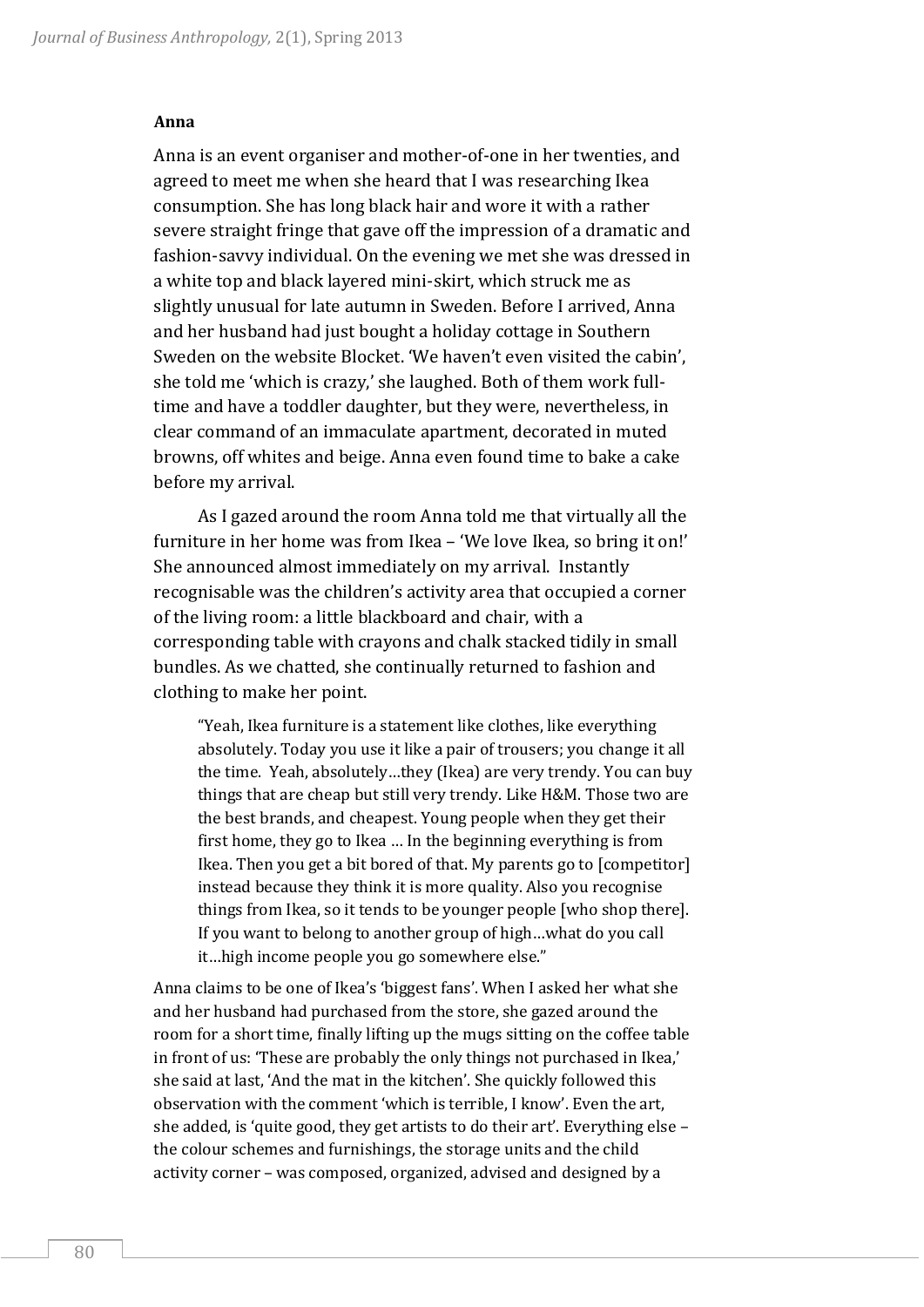**Anna**

Anna is an event organiser and mother-of-one in her twenties, and agreed to meet me when she heard that I was researching Ikea consumption. She has long black hair and wore it with a rather severe straight fringe that gave off the impression of a dramatic and fashion-savvy individual. On the evening we met she was dressed in a white top and black layered mini-skirt, which struck me as slightly unusual for late autumn in Sweden. Before I arrived, Anna and her husband had just bought a holiday cottage in Southern Sweden on the website Blocket. 'We haven't even visited the cabin', she told me 'which is crazy,' she laughed. Both of them work full-time and have a toddler daughter, but they were, nevertheless, in clear command of an immaculate apartment, decorated in muted browns, off whites and beige. Anna even found time to bake a cake before my arrival.

As I gazed around the room Anna told me that virtually all the furniture in her home was from Ikea – 'We love Ikea, so bring it on!' She announced almost immediately on my arrival. Instantly recognisable was the children's activity area that occupied a corner of the living room: a little blackboard and chair, with a corresponding table with crayons and chalk stacked tidily in small bundles. As we chatted, she continually returned to fashion and clothing to make her point.

> "Yeah, Ikea furniture is a statement like clothes, like everything absolutely. Today you use it like a pair of trousers; you change it all the time. Yeah, absolutely…they (Ikea) are very trendy. You can buy things that are cheap but still very trendy. Like H&M. Those two are the best brands, and cheapest. Young people when they get their first home, they go to Ikea … In the beginning everything is from Ikea. Then you get a bit bored of that. My parents go to [competitor] instead because they think it is more quality. Also you recognise things from Ikea, so it tends to be younger people [who shop there]. If you want to belong to another group of high…what do you call it…high income people you go somewhere else."

Anna claims to be one of Ikea's 'biggest fans'. When I asked her what she and her husband had purchased from the store, she gazed around the room for a short time, finally lifting up the mugs sitting on the coffee table in front of us: 'These are probably the only things not purchased in Ikea,' she said at last, 'And the mat in the kitchen'. She quickly followed this observation with the comment 'which is terrible, I know'. Even the art, she added, is 'quite good, they get artists to do their art'. Everything else – the colour schemes and furnishings, the storage units and the child activity corner – was composed, organized, advised and designed by a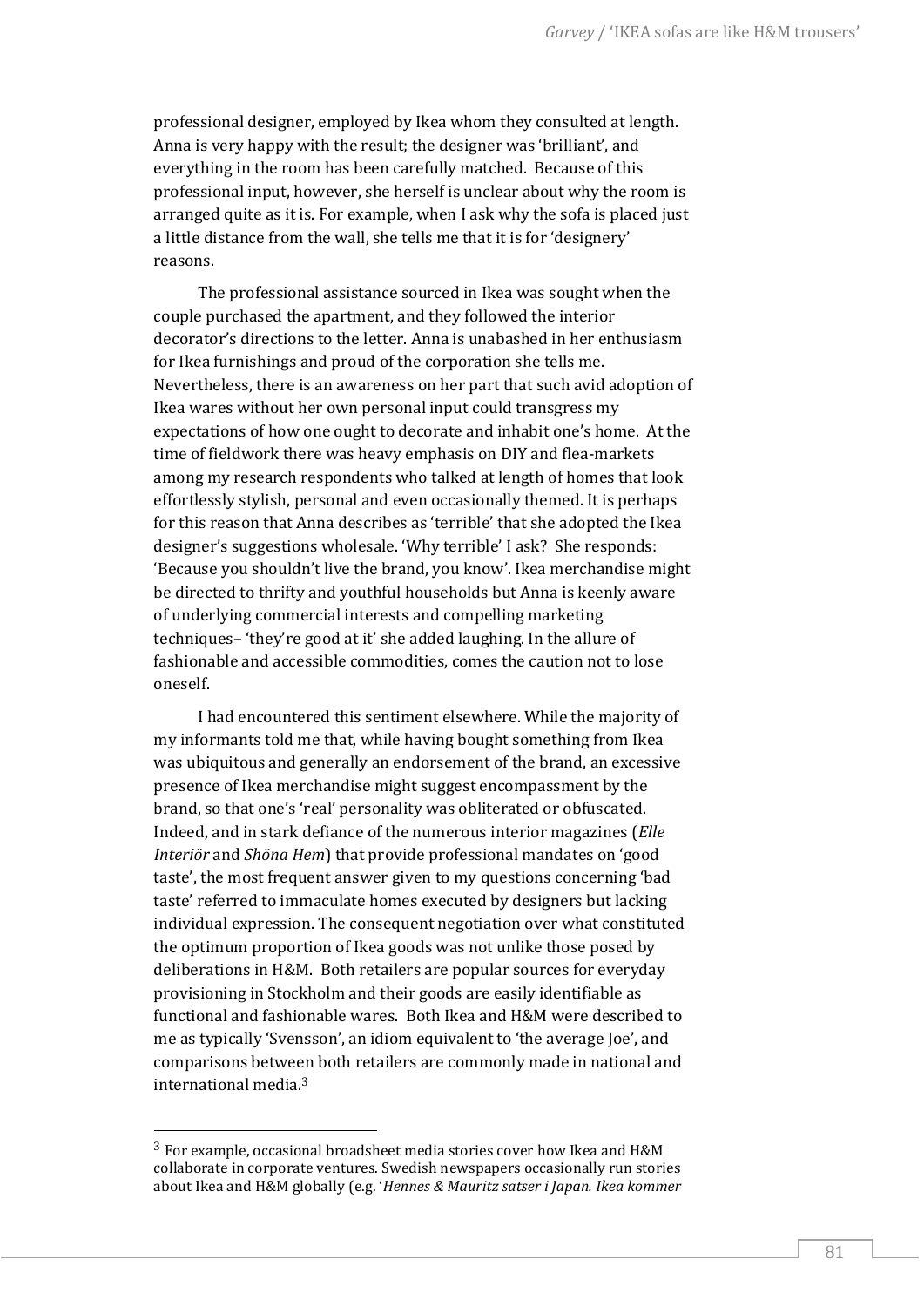professional designer, employed by Ikea whom they consulted at length. Anna is very happy with the result; the designer was 'brilliant', and everything in the room has been carefully matched. Because of this professional input, however, she herself is unclear about why the room is arranged quite as it is. For example, when I ask why the sofa is placed just a little distance from the wall, she tells me that it is for 'designery' reasons.

The professional assistance sourced in Ikea was sought when the couple purchased the apartment, and they followed the interior decorator's directions to the letter. Anna is unabashed in her enthusiasm for Ikea furnishings and proud of the corporation she tells me. Nevertheless, there is an awareness on her part that such avid adoption of Ikea wares without her own personal input could transgress my expectations of how one ought to decorate and inhabit one's home. At the time of fieldwork there was heavy emphasis on DIY and flea-markets among my research respondents who talked at length of homes that look effortlessly stylish, personal and even occasionally themed. It is perhaps for this reason that Anna describes as 'terrible' that she adopted the Ikea designer's suggestions wholesale. 'Why terrible' I ask? She responds: 'Because you shouldn't live the brand, you know'. Ikea merchandise might be directed to thrifty and youthful households but Anna is keenly aware of underlying commercial interests and compelling marketing techniques– 'they're good at it' she added laughing. In the allure of fashionable and accessible commodities, comes the caution not to lose oneself.

I had encountered this sentiment elsewhere. While the majority of my informants told me that, while having bought something from Ikea was ubiquitous and generally an endorsement of the brand, an excessive presence of Ikea merchandise might suggest encompassment by the brand, so that one's 'real' personality was obliterated or obfuscated. Indeed, and in stark defiance of the numerous interior magazines (*Elle Interiör* and *Shöna Hem*) that provide professional mandates on 'good taste', the most frequent answer given to my questions concerning 'bad taste' referred to immaculate homes executed by designers but lacking individual expression. The consequent negotiation over what constituted the optimum proportion of Ikea goods was not unlike those posed by deliberations in H&M. Both retailers are popular sources for everyday provisioning in Stockholm and their goods are easily identifiable as functional and fashionable wares. Both Ikea and H&M were described to me as typically 'Svensson', an idiom equivalent to 'the average Joe', and comparisons between both retailers are commonly made in national and international media.[3]

---

[3] For example, occasional broadsheet media stories cover how Ikea and H&M collaborate in corporate ventures. Swedish newspapers occasionally run stories about Ikea and H&M globally (e.g. '*Hennes & Mauritz satser i Japan. Ikea kommer*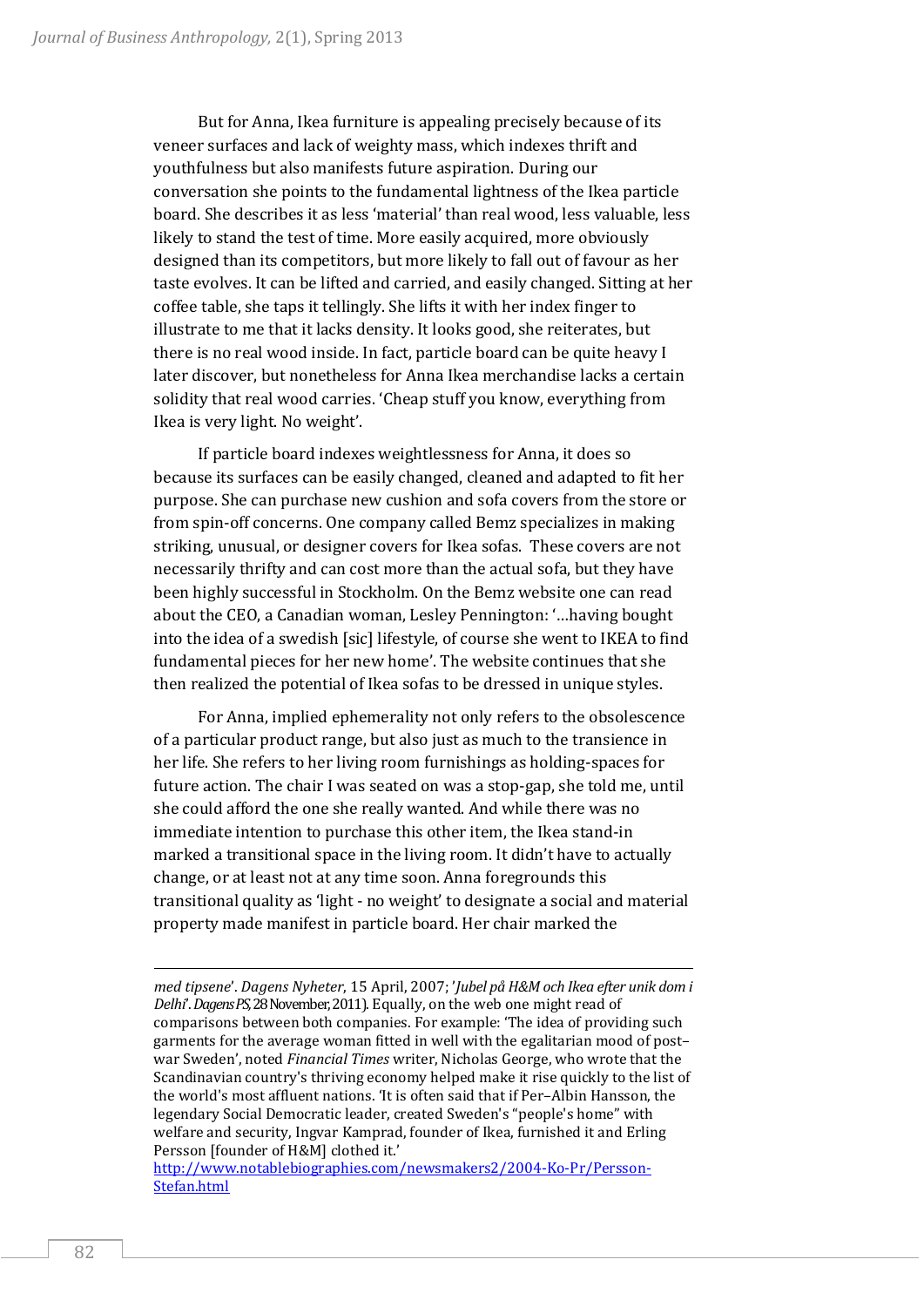But for Anna, Ikea furniture is appealing precisely because of its veneer surfaces and lack of weighty mass, which indexes thrift and youthfulness but also manifests future aspiration. During our conversation she points to the fundamental lightness of the Ikea particle board. She describes it as less 'material' than real wood, less valuable, less likely to stand the test of time. More easily acquired, more obviously designed than its competitors, but more likely to fall out of favour as her taste evolves. It can be lifted and carried, and easily changed. Sitting at her coffee table, she taps it tellingly. She lifts it with her index finger to illustrate to me that it lacks density. It looks good, she reiterates, but there is no real wood inside. In fact, particle board can be quite heavy I later discover, but nonetheless for Anna Ikea merchandise lacks a certain solidity that real wood carries. 'Cheap stuff you know, everything from Ikea is very light. No weight'.

If particle board indexes weightlessness for Anna, it does so because its surfaces can be easily changed, cleaned and adapted to fit her purpose. She can purchase new cushion and sofa covers from the store or from spin-off concerns. One company called Bemz specializes in making striking, unusual, or designer covers for Ikea sofas. These covers are not necessarily thrifty and can cost more than the actual sofa, but they have been highly successful in Stockholm. On the Bemz website one can read about the CEO, a Canadian woman, Lesley Pennington: '…having bought into the idea of a swedish [sic] lifestyle, of course she went to IKEA to find fundamental pieces for her new home'. The website continues that she then realized the potential of Ikea sofas to be dressed in unique styles.

For Anna, implied ephemerality not only refers to the obsolescence of a particular product range, but also just as much to the transience in her life. She refers to her living room furnishings as holding-spaces for future action. The chair I was seated on was a stop-gap, she told me, until she could afford the one she really wanted. And while there was no immediate intention to purchase this other item, the Ikea stand-in marked a transitional space in the living room. It didn't have to actually change, or at least not at any time soon. Anna foregrounds this transitional quality as 'light - no weight' to designate a social and material property made manifest in particle board. Her chair marked the

---

*med tipsene*'. *Dagens Nyheter*, 15 April, 2007; '*Jubel på H&M och Ikea efter unik dom i Delhi*'. *Dagens PS*, 28 November, 2011). Equally, on the web one might read of comparisons between both companies. For example: 'The idea of providing such garments for the average woman fitted in well with the egalitarian mood of post–war Sweden', noted *Financial Times* writer, Nicholas George, who wrote that the Scandinavian country's thriving economy helped make it rise quickly to the list of the world's most affluent nations. 'It is often said that if Per–Albin Hansson, the legendary Social Democratic leader, created Sweden's "people's home" with welfare and security, Ingvar Kamprad, founder of Ikea, furnished it and Erling Persson [founder of H&M] clothed it.' http://www.notablebiographies.com/newsmakers2/2004-Ko-Pr/Persson-Stefan.html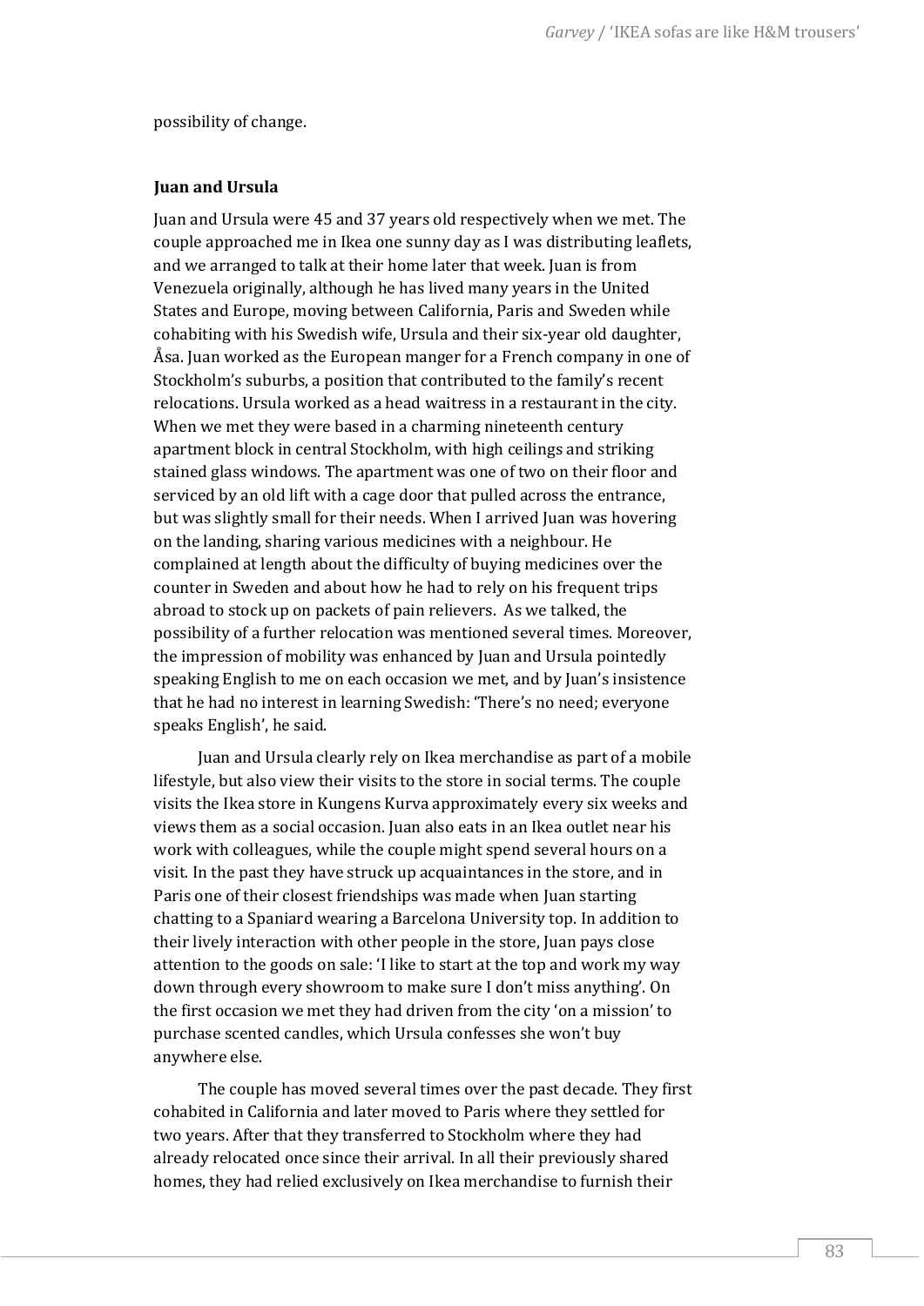possibility of change.

**Juan and Ursula**

Juan and Ursula were 45 and 37 years old respectively when we met. The couple approached me in Ikea one sunny day as I was distributing leaflets, and we arranged to talk at their home later that week. Juan is from Venezuela originally, although he has lived many years in the United States and Europe, moving between California, Paris and Sweden while cohabiting with his Swedish wife, Ursula and their six-year old daughter, Åsa. Juan worked as the European manger for a French company in one of Stockholm's suburbs, a position that contributed to the family's recent relocations. Ursula worked as a head waitress in a restaurant in the city. When we met they were based in a charming nineteenth century apartment block in central Stockholm, with high ceilings and striking stained glass windows. The apartment was one of two on their floor and serviced by an old lift with a cage door that pulled across the entrance, but was slightly small for their needs. When I arrived Juan was hovering on the landing, sharing various medicines with a neighbour. He complained at length about the difficulty of buying medicines over the counter in Sweden and about how he had to rely on his frequent trips abroad to stock up on packets of pain relievers. As we talked, the possibility of a further relocation was mentioned several times. Moreover, the impression of mobility was enhanced by Juan and Ursula pointedly speaking English to me on each occasion we met, and by Juan's insistence that he had no interest in learning Swedish: 'There's no need; everyone speaks English', he said.

Juan and Ursula clearly rely on Ikea merchandise as part of a mobile lifestyle, but also view their visits to the store in social terms. The couple visits the Ikea store in Kungens Kurva approximately every six weeks and views them as a social occasion. Juan also eats in an Ikea outlet near his work with colleagues, while the couple might spend several hours on a visit. In the past they have struck up acquaintances in the store, and in Paris one of their closest friendships was made when Juan starting chatting to a Spaniard wearing a Barcelona University top. In addition to their lively interaction with other people in the store, Juan pays close attention to the goods on sale: 'I like to start at the top and work my way down through every showroom to make sure I don't miss anything'. On the first occasion we met they had driven from the city 'on a mission' to purchase scented candles, which Ursula confesses she won't buy anywhere else.

The couple has moved several times over the past decade. They first cohabited in California and later moved to Paris where they settled for two years. After that they transferred to Stockholm where they had already relocated once since their arrival. In all their previously shared homes, they had relied exclusively on Ikea merchandise to furnish their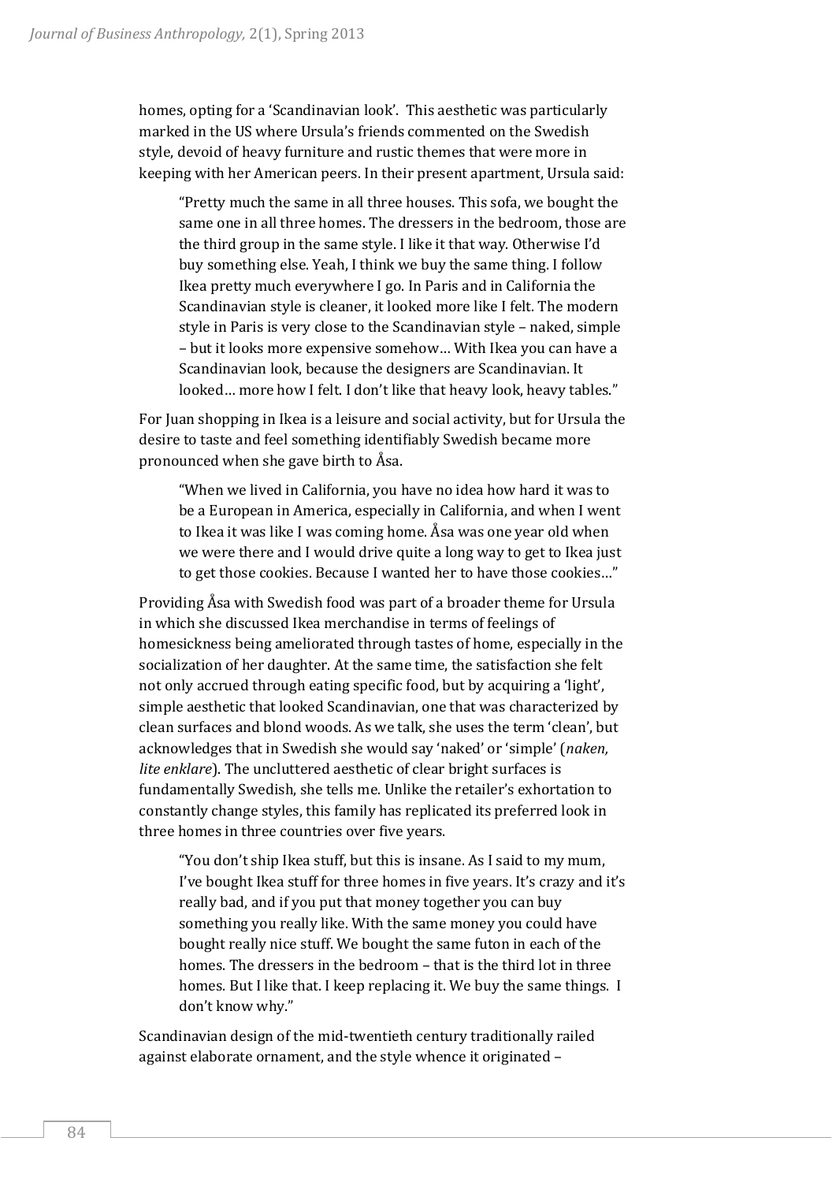homes, opting for a 'Scandinavian look'. This aesthetic was particularly marked in the US where Ursula's friends commented on the Swedish style, devoid of heavy furniture and rustic themes that were more in keeping with her American peers. In their present apartment, Ursula said:

> "Pretty much the same in all three houses. This sofa, we bought the same one in all three homes. The dressers in the bedroom, those are the third group in the same style. I like it that way. Otherwise I'd buy something else. Yeah, I think we buy the same thing. I follow Ikea pretty much everywhere I go. In Paris and in California the Scandinavian style is cleaner, it looked more like I felt. The modern style in Paris is very close to the Scandinavian style – naked, simple – but it looks more expensive somehow… With Ikea you can have a Scandinavian look, because the designers are Scandinavian. It looked… more how I felt. I don't like that heavy look, heavy tables."

For Juan shopping in Ikea is a leisure and social activity, but for Ursula the desire to taste and feel something identifiably Swedish became more pronounced when she gave birth to Åsa.

> "When we lived in California, you have no idea how hard it was to be a European in America, especially in California, and when I went to Ikea it was like I was coming home. Åsa was one year old when we were there and I would drive quite a long way to get to Ikea just to get those cookies. Because I wanted her to have those cookies…"

Providing Åsa with Swedish food was part of a broader theme for Ursula in which she discussed Ikea merchandise in terms of feelings of homesickness being ameliorated through tastes of home, especially in the socialization of her daughter. At the same time, the satisfaction she felt not only accrued through eating specific food, but by acquiring a 'light', simple aesthetic that looked Scandinavian, one that was characterized by clean surfaces and blond woods. As we talk, she uses the term 'clean', but acknowledges that in Swedish she would say 'naked' or 'simple' (*naken, lite enklare*). The uncluttered aesthetic of clear bright surfaces is fundamentally Swedish, she tells me. Unlike the retailer's exhortation to constantly change styles, this family has replicated its preferred look in three homes in three countries over five years.

> "You don't ship Ikea stuff, but this is insane. As I said to my mum, I've bought Ikea stuff for three homes in five years. It's crazy and it's really bad, and if you put that money together you can buy something you really like. With the same money you could have bought really nice stuff. We bought the same futon in each of the homes. The dressers in the bedroom – that is the third lot in three homes. But I like that. I keep replacing it. We buy the same things. I don't know why."

Scandinavian design of the mid-twentieth century traditionally railed against elaborate ornament, and the style whence it originated –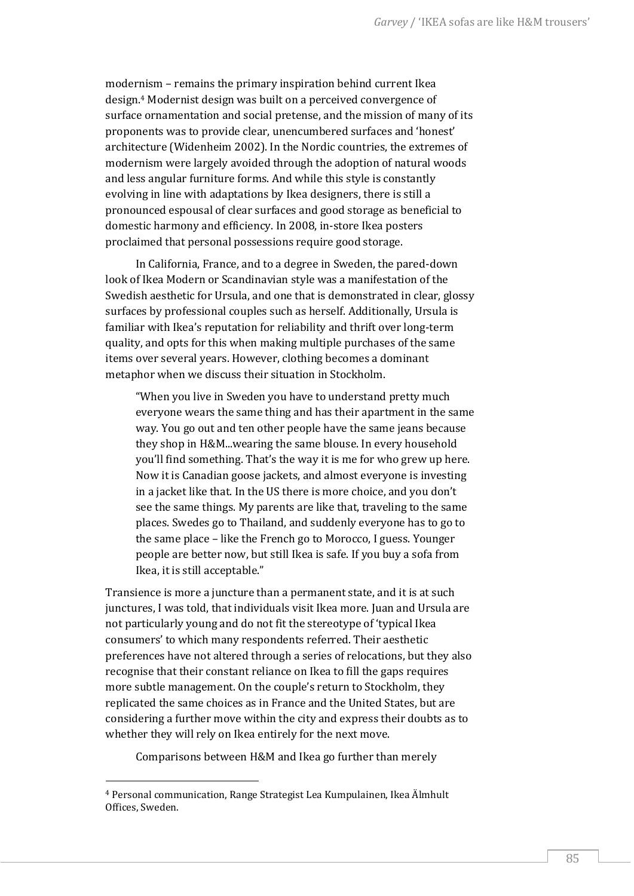modernism – remains the primary inspiration behind current Ikea design.[4] Modernist design was built on a perceived convergence of surface ornamentation and social pretense, and the mission of many of its proponents was to provide clear, unencumbered surfaces and 'honest' architecture (Widenheim 2002). In the Nordic countries, the extremes of modernism were largely avoided through the adoption of natural woods and less angular furniture forms. And while this style is constantly evolving in line with adaptations by Ikea designers, there is still a pronounced espousal of clear surfaces and good storage as beneficial to domestic harmony and efficiency. In 2008, in-store Ikea posters proclaimed that personal possessions require good storage.

In California, France, and to a degree in Sweden, the pared-down look of Ikea Modern or Scandinavian style was a manifestation of the Swedish aesthetic for Ursula, and one that is demonstrated in clear, glossy surfaces by professional couples such as herself. Additionally, Ursula is familiar with Ikea's reputation for reliability and thrift over long-term quality, and opts for this when making multiple purchases of the same items over several years. However, clothing becomes a dominant metaphor when we discuss their situation in Stockholm.

> "When you live in Sweden you have to understand pretty much everyone wears the same thing and has their apartment in the same way. You go out and ten other people have the same jeans because they shop in H&M...wearing the same blouse. In every household you'll find something. That's the way it is me for who grew up here. Now it is Canadian goose jackets, and almost everyone is investing in a jacket like that. In the US there is more choice, and you don't see the same things. My parents are like that, traveling to the same places. Swedes go to Thailand, and suddenly everyone has to go to the same place – like the French go to Morocco, I guess. Younger people are better now, but still Ikea is safe. If you buy a sofa from Ikea, it is still acceptable."

Transience is more a juncture than a permanent state, and it is at such junctures, I was told, that individuals visit Ikea more. Juan and Ursula are not particularly young and do not fit the stereotype of 'typical Ikea consumers' to which many respondents referred. Their aesthetic preferences have not altered through a series of relocations, but they also recognise that their constant reliance on Ikea to fill the gaps requires more subtle management. On the couple's return to Stockholm, they replicated the same choices as in France and the United States, but are considering a further move within the city and express their doubts as to whether they will rely on Ikea entirely for the next move.

Comparisons between H&M and Ikea go further than merely

---

[4] Personal communication, Range Strategist Lea Kumpulainen, Ikea Älmhult Offices, Sweden.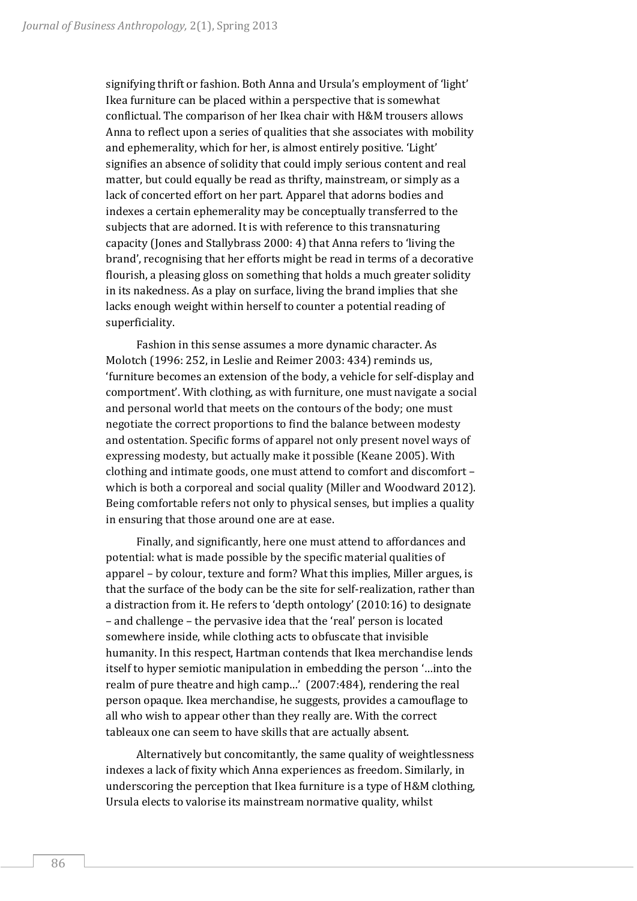signifying thrift or fashion. Both Anna and Ursula's employment of 'light' Ikea furniture can be placed within a perspective that is somewhat conflictual. The comparison of her Ikea chair with H&M trousers allows Anna to reflect upon a series of qualities that she associates with mobility and ephemerality, which for her, is almost entirely positive. 'Light' signifies an absence of solidity that could imply serious content and real matter, but could equally be read as thrifty, mainstream, or simply as a lack of concerted effort on her part. Apparel that adorns bodies and indexes a certain ephemerality may be conceptually transferred to the subjects that are adorned. It is with reference to this transnaturing capacity (Jones and Stallybrass 2000: 4) that Anna refers to 'living the brand', recognising that her efforts might be read in terms of a decorative flourish, a pleasing gloss on something that holds a much greater solidity in its nakedness. As a play on surface, living the brand implies that she lacks enough weight within herself to counter a potential reading of superficiality.

Fashion in this sense assumes a more dynamic character. As Molotch (1996: 252, in Leslie and Reimer 2003: 434) reminds us, 'furniture becomes an extension of the body, a vehicle for self-display and comportment'. With clothing, as with furniture, one must navigate a social and personal world that meets on the contours of the body; one must negotiate the correct proportions to find the balance between modesty and ostentation. Specific forms of apparel not only present novel ways of expressing modesty, but actually make it possible (Keane 2005). With clothing and intimate goods, one must attend to comfort and discomfort – which is both a corporeal and social quality (Miller and Woodward 2012). Being comfortable refers not only to physical senses, but implies a quality in ensuring that those around one are at ease.

Finally, and significantly, here one must attend to affordances and potential: what is made possible by the specific material qualities of apparel – by colour, texture and form? What this implies, Miller argues, is that the surface of the body can be the site for self-realization, rather than a distraction from it. He refers to 'depth ontology' (2010:16) to designate – and challenge – the pervasive idea that the 'real' person is located somewhere inside, while clothing acts to obfuscate that invisible humanity. In this respect, Hartman contends that Ikea merchandise lends itself to hyper semiotic manipulation in embedding the person '…into the realm of pure theatre and high camp…' (2007:484), rendering the real person opaque. Ikea merchandise, he suggests, provides a camouflage to all who wish to appear other than they really are. With the correct tableaux one can seem to have skills that are actually absent.

Alternatively but concomitantly, the same quality of weightlessness indexes a lack of fixity which Anna experiences as freedom. Similarly, in underscoring the perception that Ikea furniture is a type of H&M clothing, Ursula elects to valorise its mainstream normative quality, whilst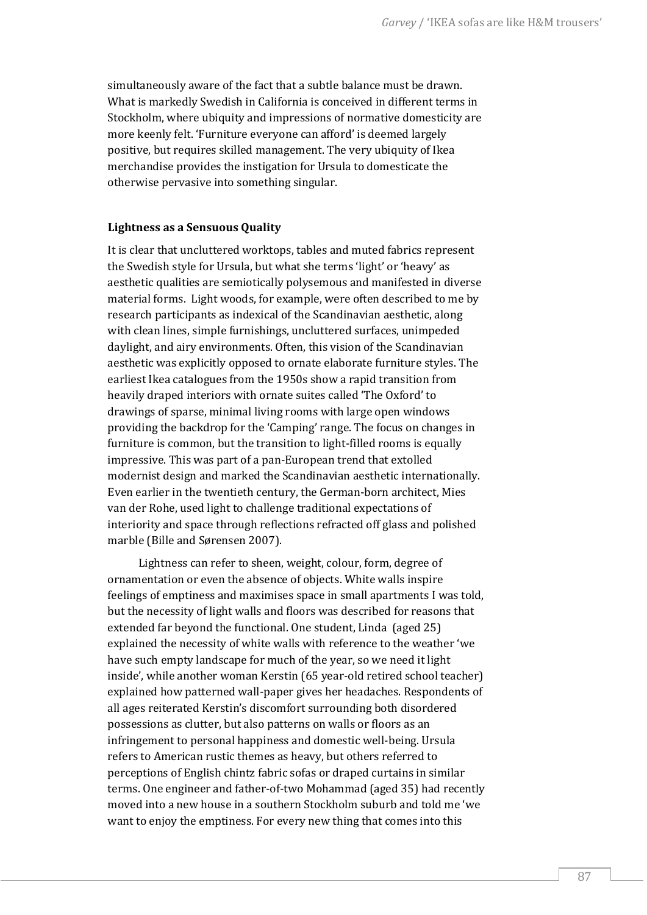simultaneously aware of the fact that a subtle balance must be drawn. What is markedly Swedish in California is conceived in different terms in Stockholm, where ubiquity and impressions of normative domesticity are more keenly felt. 'Furniture everyone can afford' is deemed largely positive, but requires skilled management. The very ubiquity of Ikea merchandise provides the instigation for Ursula to domesticate the otherwise pervasive into something singular.

### Lightness as a Sensuous Quality

It is clear that uncluttered worktops, tables and muted fabrics represent the Swedish style for Ursula, but what she terms 'light' or 'heavy' as aesthetic qualities are semiotically polysemous and manifested in diverse material forms. Light woods, for example, were often described to me by research participants as indexical of the Scandinavian aesthetic, along with clean lines, simple furnishings, uncluttered surfaces, unimpeded daylight, and airy environments. Often, this vision of the Scandinavian aesthetic was explicitly opposed to ornate elaborate furniture styles. The earliest Ikea catalogues from the 1950s show a rapid transition from heavily draped interiors with ornate suites called 'The Oxford' to drawings of sparse, minimal living rooms with large open windows providing the backdrop for the 'Camping' range. The focus on changes in furniture is common, but the transition to light-filled rooms is equally impressive. This was part of a pan-European trend that extolled modernist design and marked the Scandinavian aesthetic internationally. Even earlier in the twentieth century, the German-born architect, Mies van der Rohe, used light to challenge traditional expectations of interiority and space through reflections refracted off glass and polished marble (Bille and Sørensen 2007).

Lightness can refer to sheen, weight, colour, form, degree of ornamentation or even the absence of objects. White walls inspire feelings of emptiness and maximises space in small apartments I was told, but the necessity of light walls and floors was described for reasons that extended far beyond the functional. One student, Linda (aged 25) explained the necessity of white walls with reference to the weather 'we have such empty landscape for much of the year, so we need it light inside', while another woman Kerstin (65 year-old retired school teacher) explained how patterned wall-paper gives her headaches. Respondents of all ages reiterated Kerstin's discomfort surrounding both disordered possessions as clutter, but also patterns on walls or floors as an infringement to personal happiness and domestic well-being. Ursula refers to American rustic themes as heavy, but others referred to perceptions of English chintz fabric sofas or draped curtains in similar terms. One engineer and father-of-two Mohammad (aged 35) had recently moved into a new house in a southern Stockholm suburb and told me 'we want to enjoy the emptiness. For every new thing that comes into this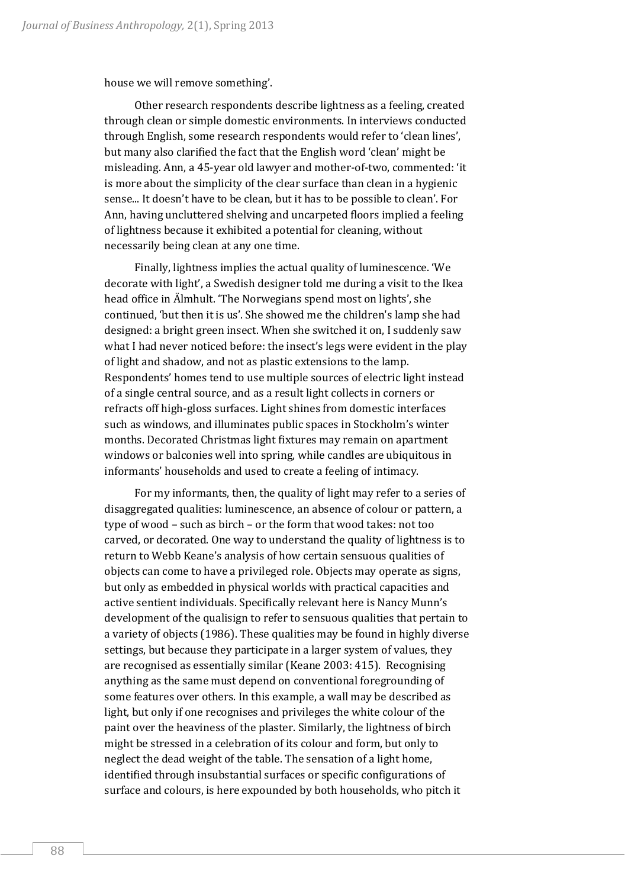house we will remove something'.

Other research respondents describe lightness as a feeling, created through clean or simple domestic environments. In interviews conducted through English, some research respondents would refer to 'clean lines', but many also clarified the fact that the English word 'clean' might be misleading. Ann, a 45-year old lawyer and mother-of-two, commented: 'it is more about the simplicity of the clear surface than clean in a hygienic sense... It doesn't have to be clean, but it has to be possible to clean'. For Ann, having uncluttered shelving and uncarpeted floors implied a feeling of lightness because it exhibited a potential for cleaning, without necessarily being clean at any one time.

Finally, lightness implies the actual quality of luminescence. 'We decorate with light', a Swedish designer told me during a visit to the Ikea head office in Älmhult. 'The Norwegians spend most on lights', she continued, 'but then it is us'. She showed me the children's lamp she had designed: a bright green insect. When she switched it on, I suddenly saw what I had never noticed before: the insect's legs were evident in the play of light and shadow, and not as plastic extensions to the lamp. Respondents' homes tend to use multiple sources of electric light instead of a single central source, and as a result light collects in corners or refracts off high-gloss surfaces. Light shines from domestic interfaces such as windows, and illuminates public spaces in Stockholm's winter months. Decorated Christmas light fixtures may remain on apartment windows or balconies well into spring, while candles are ubiquitous in informants' households and used to create a feeling of intimacy.

For my informants, then, the quality of light may refer to a series of disaggregated qualities: luminescence, an absence of colour or pattern, a type of wood – such as birch – or the form that wood takes: not too carved, or decorated. One way to understand the quality of lightness is to return to Webb Keane's analysis of how certain sensuous qualities of objects can come to have a privileged role. Objects may operate as signs, but only as embedded in physical worlds with practical capacities and active sentient individuals. Specifically relevant here is Nancy Munn's development of the qualisign to refer to sensuous qualities that pertain to a variety of objects (1986). These qualities may be found in highly diverse settings, but because they participate in a larger system of values, they are recognised as essentially similar (Keane 2003: 415). Recognising anything as the same must depend on conventional foregrounding of some features over others. In this example, a wall may be described as light, but only if one recognises and privileges the white colour of the paint over the heaviness of the plaster. Similarly, the lightness of birch might be stressed in a celebration of its colour and form, but only to neglect the dead weight of the table. The sensation of a light home, identified through insubstantial surfaces or specific configurations of surface and colours, is here expounded by both households, who pitch it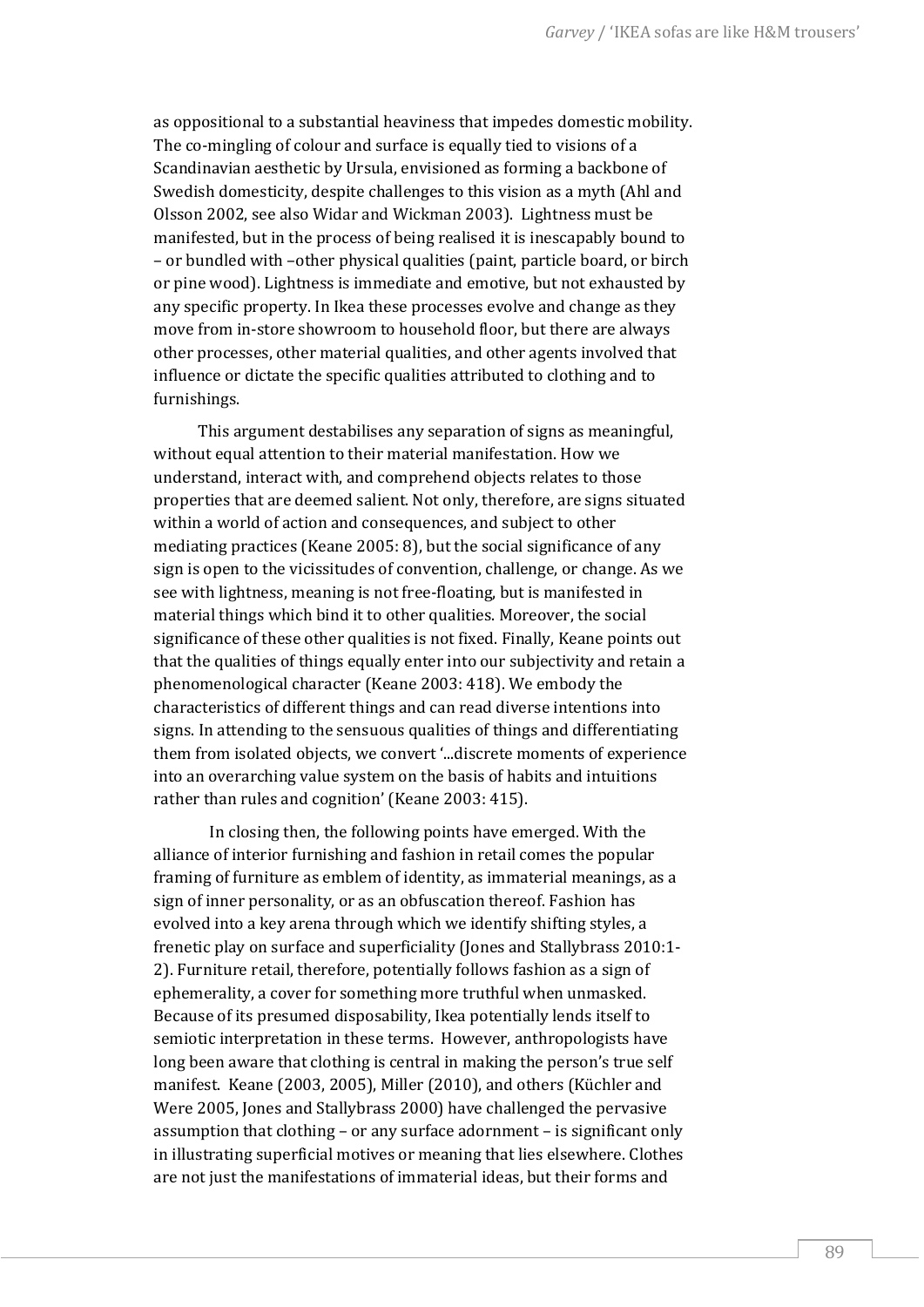as oppositional to a substantial heaviness that impedes domestic mobility. The co-mingling of colour and surface is equally tied to visions of a Scandinavian aesthetic by Ursula, envisioned as forming a backbone of Swedish domesticity, despite challenges to this vision as a myth (Ahl and Olsson 2002, see also Widar and Wickman 2003). Lightness must be manifested, but in the process of being realised it is inescapably bound to – or bundled with –other physical qualities (paint, particle board, or birch or pine wood). Lightness is immediate and emotive, but not exhausted by any specific property. In Ikea these processes evolve and change as they move from in-store showroom to household floor, but there are always other processes, other material qualities, and other agents involved that influence or dictate the specific qualities attributed to clothing and to furnishings.

This argument destabilises any separation of signs as meaningful, without equal attention to their material manifestation. How we understand, interact with, and comprehend objects relates to those properties that are deemed salient. Not only, therefore, are signs situated within a world of action and consequences, and subject to other mediating practices (Keane 2005: 8), but the social significance of any sign is open to the vicissitudes of convention, challenge, or change. As we see with lightness, meaning is not free-floating, but is manifested in material things which bind it to other qualities. Moreover, the social significance of these other qualities is not fixed. Finally, Keane points out that the qualities of things equally enter into our subjectivity and retain a phenomenological character (Keane 2003: 418). We embody the characteristics of different things and can read diverse intentions into signs. In attending to the sensuous qualities of things and differentiating them from isolated objects, we convert '...discrete moments of experience into an overarching value system on the basis of habits and intuitions rather than rules and cognition' (Keane 2003: 415).

In closing then, the following points have emerged. With the alliance of interior furnishing and fashion in retail comes the popular framing of furniture as emblem of identity, as immaterial meanings, as a sign of inner personality, or as an obfuscation thereof. Fashion has evolved into a key arena through which we identify shifting styles, a frenetic play on surface and superficiality (Jones and Stallybrass 2010:1-2). Furniture retail, therefore, potentially follows fashion as a sign of ephemerality, a cover for something more truthful when unmasked. Because of its presumed disposability, Ikea potentially lends itself to semiotic interpretation in these terms. However, anthropologists have long been aware that clothing is central in making the person's true self manifest. Keane (2003, 2005), Miller (2010), and others (Küchler and Were 2005, Jones and Stallybrass 2000) have challenged the pervasive assumption that clothing – or any surface adornment – is significant only in illustrating superficial motives or meaning that lies elsewhere. Clothes are not just the manifestations of immaterial ideas, but their forms and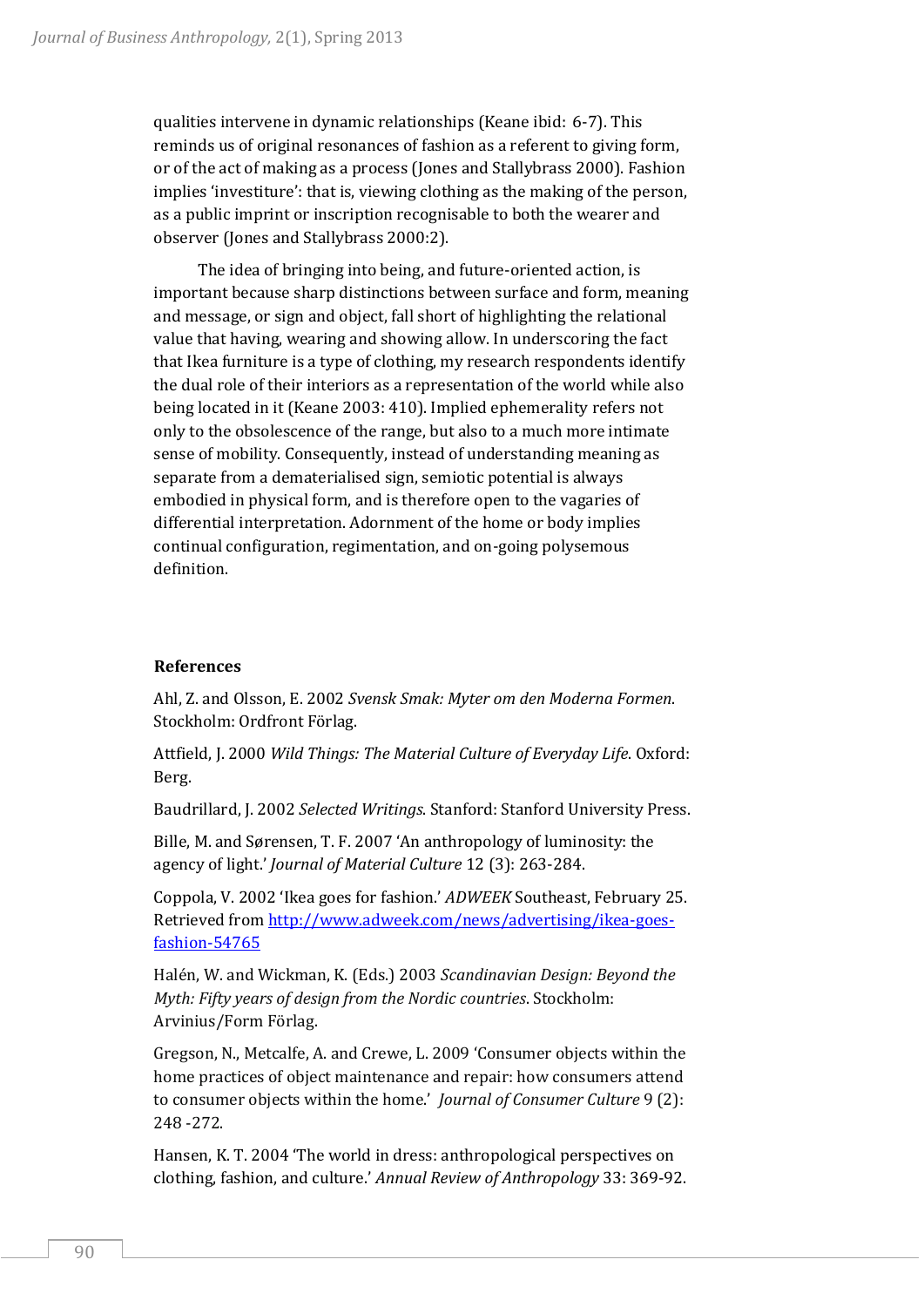qualities intervene in dynamic relationships (Keane ibid: 6-7). This reminds us of original resonances of fashion as a referent to giving form, or of the act of making as a process (Jones and Stallybrass 2000). Fashion implies 'investiture': that is, viewing clothing as the making of the person, as a public imprint or inscription recognisable to both the wearer and observer (Jones and Stallybrass 2000:2).

The idea of bringing into being, and future-oriented action, is important because sharp distinctions between surface and form, meaning and message, or sign and object, fall short of highlighting the relational value that having, wearing and showing allow. In underscoring the fact that Ikea furniture is a type of clothing, my research respondents identify the dual role of their interiors as a representation of the world while also being located in it (Keane 2003: 410). Implied ephemerality refers not only to the obsolescence of the range, but also to a much more intimate sense of mobility. Consequently, instead of understanding meaning as separate from a dematerialised sign, semiotic potential is always embodied in physical form, and is therefore open to the vagaries of differential interpretation. Adornment of the home or body implies continual configuration, regimentation, and on-going polysemous definition.

## References

Ahl, Z. and Olsson, E. 2002 *Svensk Smak: Myter om den Moderna Formen*. Stockholm: Ordfront Förlag.

Attfield, J. 2000 *Wild Things: The Material Culture of Everyday Life*. Oxford: Berg.

Baudrillard, J. 2002 *Selected Writings*. Stanford: Stanford University Press.

Bille, M. and Sørensen, T. F. 2007 'An anthropology of luminosity: the agency of light.' *Journal of Material Culture* 12 (3): 263-284.

Coppola, V. 2002 'Ikea goes for fashion.' *ADWEEK* Southeast, February 25. Retrieved from [http://www.adweek.com/news/advertising/ikea-goes-fashion-54765](http://www.adweek.com/news/advertising/ikea-goes-fashion-54765)

Halén, W. and Wickman, K. (Eds.) 2003 *Scandinavian Design: Beyond the Myth: Fifty years of design from the Nordic countries*. Stockholm: Arvinius/Form Förlag.

Gregson, N., Metcalfe, A. and Crewe, L. 2009 'Consumer objects within the home practices of object maintenance and repair: how consumers attend to consumer objects within the home.' *Journal of Consumer Culture* 9 (2): 248 -272.

Hansen, K. T. 2004 'The world in dress: anthropological perspectives on clothing, fashion, and culture.' *Annual Review of Anthropology* 33: 369-92.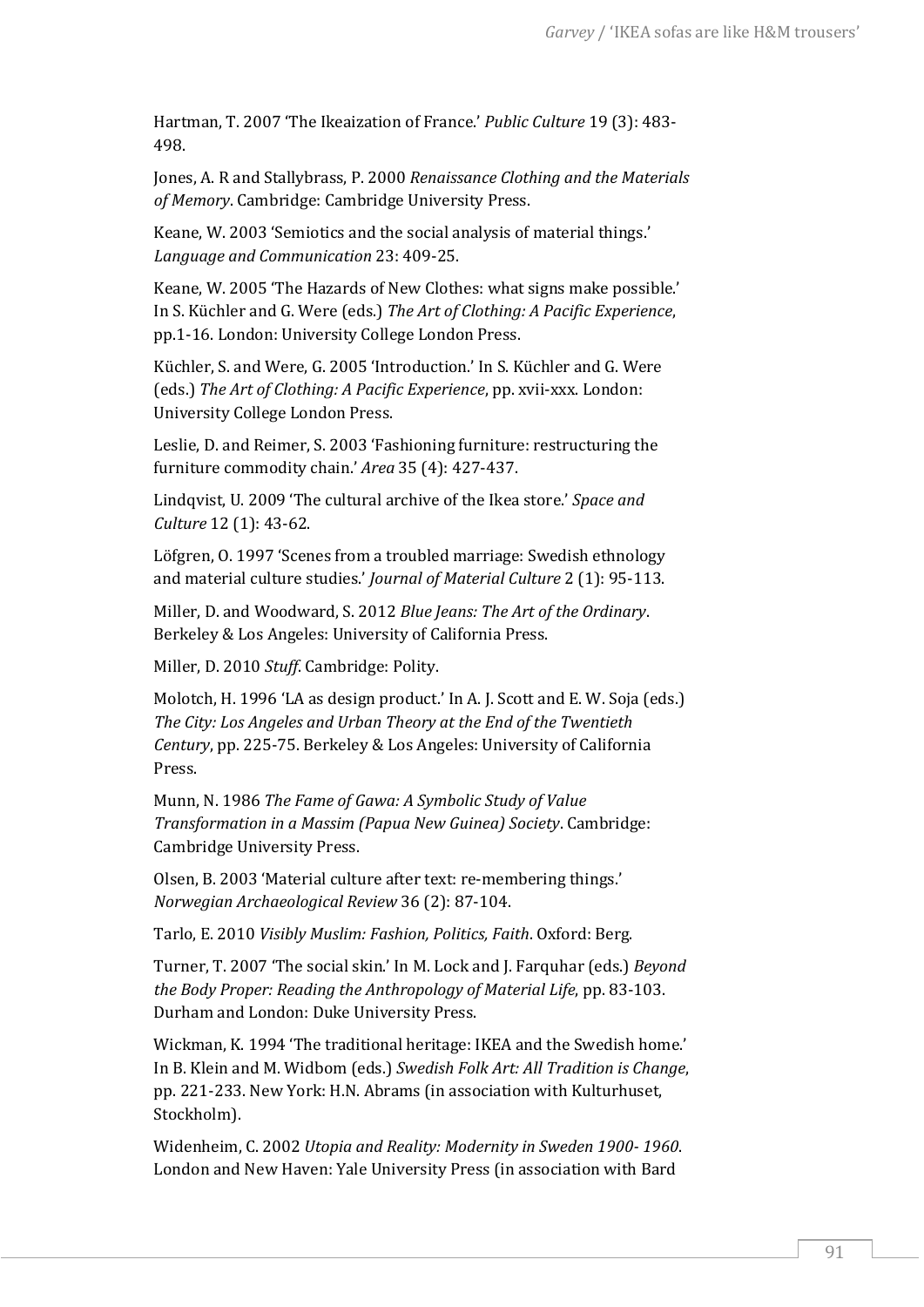Hartman, T. 2007 'The Ikeaization of France.' *Public Culture* 19 (3): 483-498.

Jones, A. R and Stallybrass, P. 2000 *Renaissance Clothing and the Materials of Memory*. Cambridge: Cambridge University Press.

Keane, W. 2003 'Semiotics and the social analysis of material things.' *Language and Communication* 23: 409-25.

Keane, W. 2005 'The Hazards of New Clothes: what signs make possible.' In S. Küchler and G. Were (eds.) *The Art of Clothing: A Pacific Experience*, pp.1-16. London: University College London Press.

Küchler, S. and Were, G. 2005 'Introduction.' In S. Küchler and G. Were (eds.) *The Art of Clothing: A Pacific Experience*, pp. xvii-xxx. London: University College London Press.

Leslie, D. and Reimer, S. 2003 'Fashioning furniture: restructuring the furniture commodity chain.' *Area* 35 (4): 427-437.

Lindqvist, U. 2009 'The cultural archive of the Ikea store.' *Space and Culture* 12 (1): 43-62.

Löfgren, O. 1997 'Scenes from a troubled marriage: Swedish ethnology and material culture studies.' *Journal of Material Culture* 2 (1): 95-113.

Miller, D. and Woodward, S. 2012 *Blue Jeans: The Art of the Ordinary*. Berkeley & Los Angeles: University of California Press.

Miller, D. 2010 *Stuff*. Cambridge: Polity.

Molotch, H. 1996 'LA as design product.' In A. J. Scott and E. W. Soja (eds.) *The City: Los Angeles and Urban Theory at the End of the Twentieth Century*, pp. 225-75. Berkeley & Los Angeles: University of California Press.

Munn, N. 1986 *The Fame of Gawa: A Symbolic Study of Value Transformation in a Massim (Papua New Guinea) Society*. Cambridge: Cambridge University Press.

Olsen, B. 2003 'Material culture after text: re-membering things.' *Norwegian Archaeological Review* 36 (2): 87-104.

Tarlo, E. 2010 *Visibly Muslim: Fashion, Politics, Faith*. Oxford: Berg.

Turner, T. 2007 'The social skin.' In M. Lock and J. Farquhar (eds.) *Beyond the Body Proper: Reading the Anthropology of Material Life*, pp. 83-103. Durham and London: Duke University Press.

Wickman, K. 1994 'The traditional heritage: IKEA and the Swedish home.' In B. Klein and M. Widbom (eds.) *Swedish Folk Art: All Tradition is Change*, pp. 221-233. New York: H.N. Abrams (in association with Kulturhuset, Stockholm).

Widenheim, C. 2002 *Utopia and Reality: Modernity in Sweden 1900- 1960*. London and New Haven: Yale University Press (in association with Bard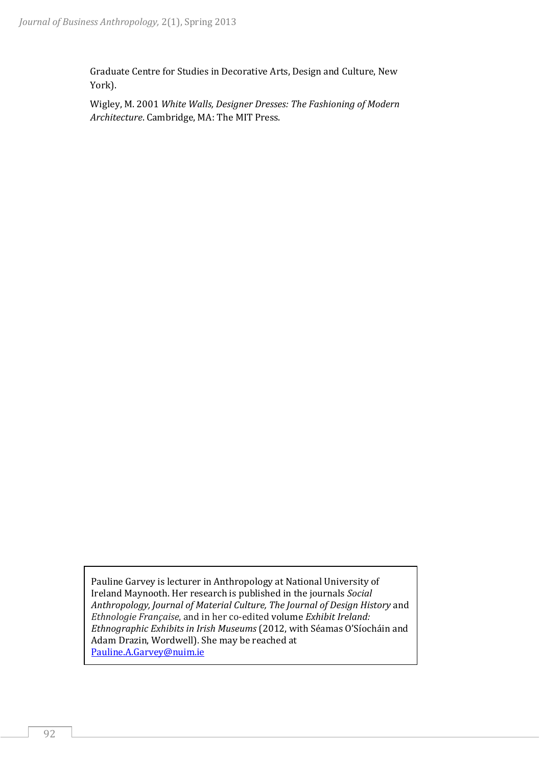Graduate Centre for Studies in Decorative Arts, Design and Culture, New York).

Wigley, M. 2001 *White Walls, Designer Dresses: The Fashioning of Modern Architecture*. Cambridge, MA: The MIT Press.

Pauline Garvey is lecturer in Anthropology at National University of Ireland Maynooth. Her research is published in the journals *Social Anthropology, Journal of Material Culture, The Journal of Design History* and *Ethnologie Française*, and in her co-edited volume *Exhibit Ireland: Ethnographic Exhibits in Irish Museums* (2012, with Séamas O'Síocháin and Adam Drazin, Wordwell). She may be reached at Pauline.A.Garvey@nuim.ie